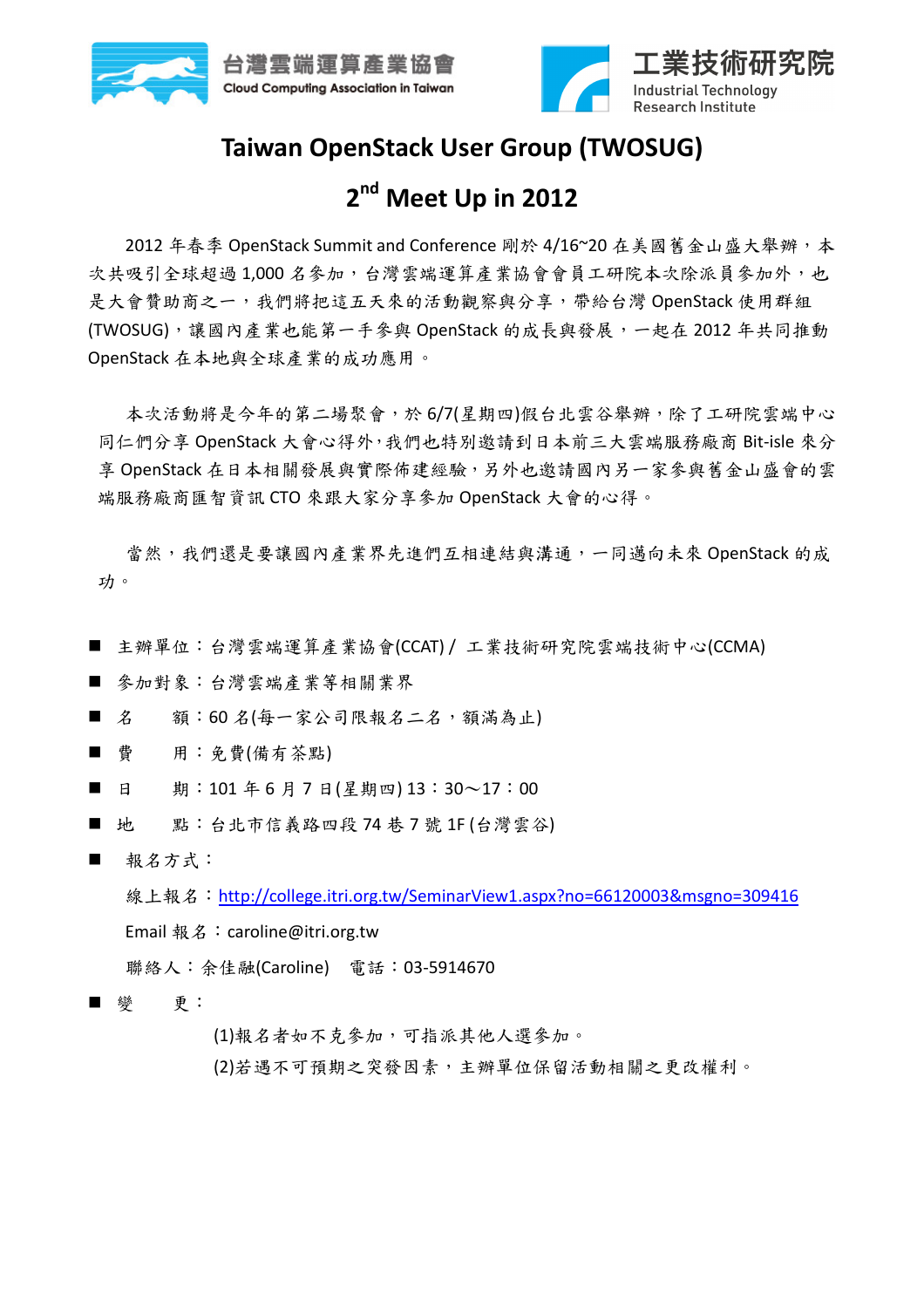台灣雲端運算產業協會
Cloud Computing Association in Taiwan

工業技術研究院
Industrial Technology Research Institute

# Taiwan OpenStack User Group (TWOSUG)

## 2nd Meet Up in 2012

2012 年春季 OpenStack Summit and Conference 剛於 4/16~20 在美國舊金山盛大舉辦，本次共吸引全球超過 1,000 名參加，台灣雲端運算產業協會會員工研院本次除派員參加外，也是大會贊助商之一，我們將把這五天來的活動觀察與分享，帶給台灣 OpenStack 使用群組(TWOSUG)，讓國內產業也能第一手參與 OpenStack 的成長與發展，一起在 2012 年共同推動 OpenStack 在本地與全球產業的成功應用。

本次活動將是今年的第二場聚會，於 6/7(星期四)假台北雲谷舉辦，除了工研院雲端中心同仁們分享 OpenStack 大會心得外，我們也特別邀請到日本前三大雲端服務廠商 Bit-isle 來分享 OpenStack 在日本相關發展與實際佈建經驗，另外也邀請國內另一家參與舊金山盛會的雲端服務廠商匯智資訊 CTO 來跟大家分享參加 OpenStack 大會的心得。

當然，我們還是要讓國內產業界先進們互相連結與溝通，一同邁向未來 OpenStack 的成功。

- 主辦單位：台灣雲端運算產業協會(CCAT) / 工業技術研究院雲端技術中心(CCMA)
- 參加對象：台灣雲端產業等相關業界
- 名　　額：60 名(每一家公司限報名二名，額滿為止)
- 費　　用：免費(備有茶點)
- 日　　期：101 年 6 月 7 日(星期四) 13：30～17：00
- 地　　點：台北市信義路四段 74 巷 7 號 1F (台灣雲谷)
- 報名方式：

  線上報名：http://college.itri.org.tw/SeminarView1.aspx?no=66120003&msgno=309416

  Email 報名：caroline@itri.org.tw

  聯絡人：余佳融(Caroline)　電話：03-5914670

- 變　　更：

  (1)報名者如不克參加，可指派其他人選參加。

  (2)若遇不可預期之突發因素，主辦單位保留活動相關之更改權利。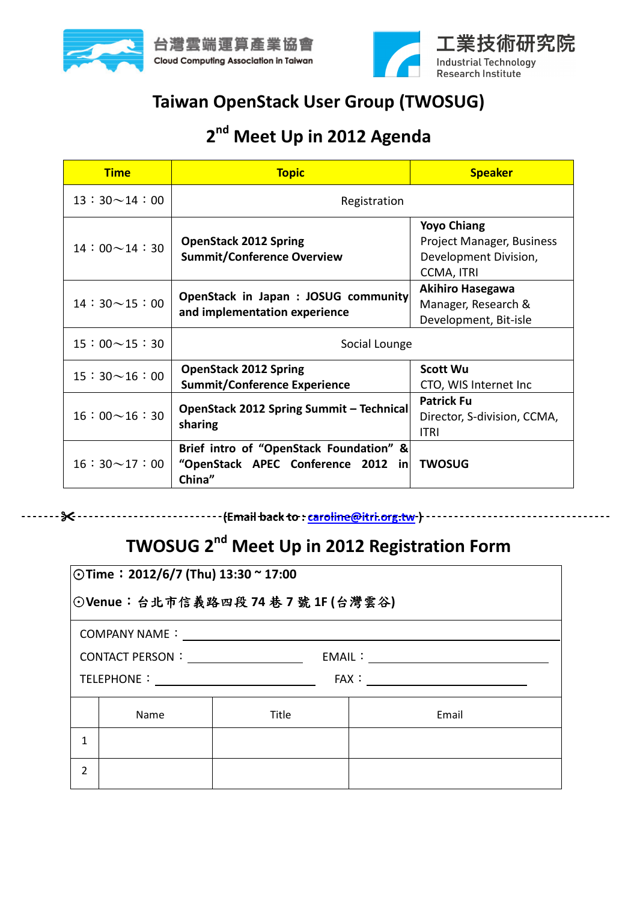台灣雲端運算產業協會
Cloud Computing Association in Taiwan

工業技術研究院
Industrial Technology Research Institute

# Taiwan OpenStack User Group (TWOSUG)

## 2nd Meet Up in 2012 Agenda

| Time | Topic | Speaker |
|---|---|---|
| 13：30～14：00 | Registration | |
| 14：00～14：30 | **OpenStack 2012 Spring Summit/Conference Overview** | **Yoyo Chiang** Project Manager, Business Development Division, CCMA, ITRI |
| 14：30～15：00 | **OpenStack in Japan：JOSUG community and implementation experience** | **Akihiro Hasegawa** Manager, Research & Development, Bit-isle |
| 15：00～15：30 | Social Lounge | |
| 15：30～16：00 | **OpenStack 2012 Spring Summit/Conference Experience** | **Scott Wu** CTO, WIS Internet Inc |
| 16：00～16：30 | **OpenStack 2012 Spring Summit – Technical sharing** | **Patrick Fu** Director, S-division, CCMA, ITRI |
| 16：30～17：00 | **Brief intro of "OpenStack Foundation" & "OpenStack APEC Conference 2012 in China"** | **TWOSUG** |

-------✂-------------------------(Email back to：caroline@itri.org.tw)--------------------------------

## TWOSUG 2nd Meet Up in 2012 Registration Form

⊙**Time：2012/6/7 (Thu) 13:30 ~ 17:00**

⊙**Venue：台北市信義路四段 74 巷 7 號 1F (台灣雲谷)**

COMPANY NAME：______________________________

CONTACT PERSON：________________ EMAIL：________________

TELEPHONE：________________ FAX：________________

| | Name | Title | Email |
|---|---|---|---|
| 1 | | | |
| 2 | | | |